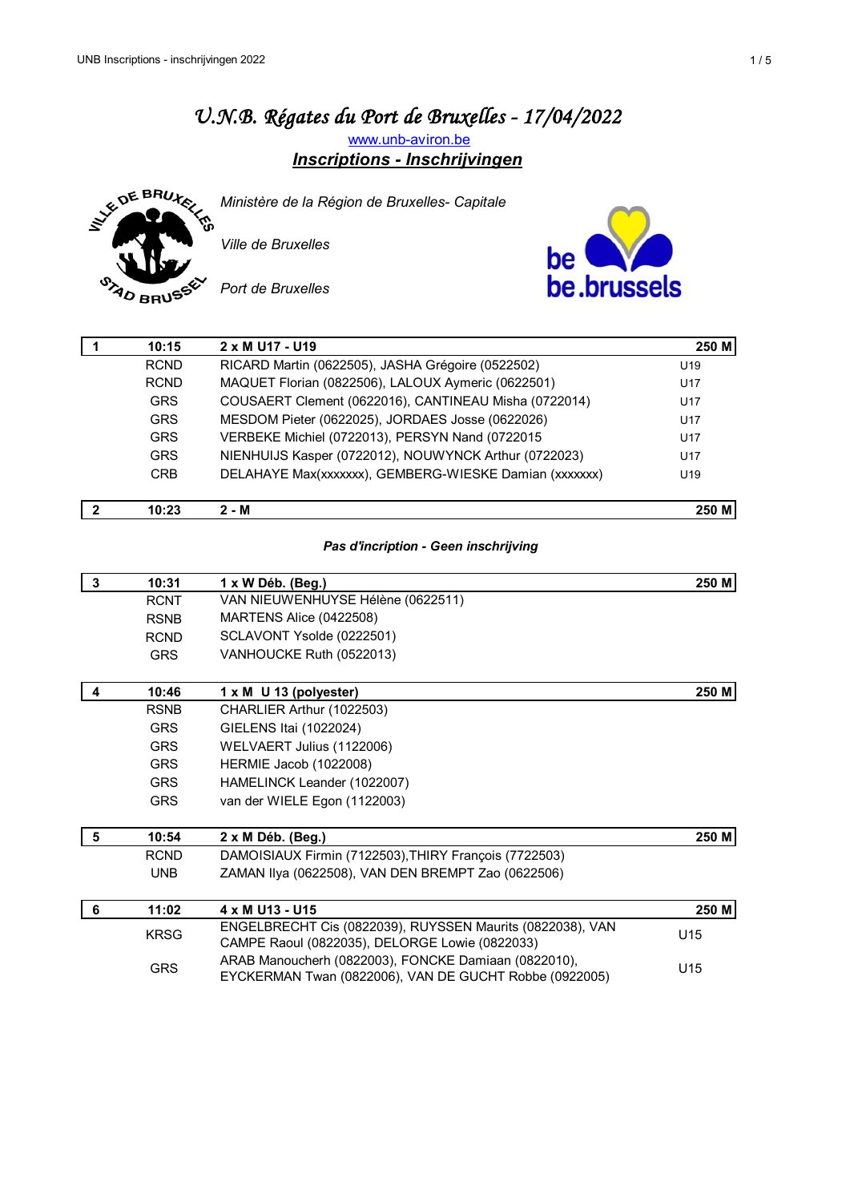# *U.N.B. Régates du Port de Bruxelles - 17/04/2022*

www.unb-aviron.be

## ***Inscriptions - Inschrijvingen***

*Ministère de la Région de Bruxelles- Capitale*

*Ville de Bruxelles*

*Port de Bruxelles*

| **1** | **10:15** | **2 x M U17 - U19** | **250 M** |
|---|---|---|---|
| | RCND | RICARD Martin (0622505), JASHA Grégoire (0522502) | U19 |
| | RCND | MAQUET Florian (0822506), LALOUX Aymeric (0622501) | U17 |
| | GRS | COUSAERT Clement (0622016), CANTINEAU Misha (0722014) | U17 |
| | GRS | MESDOM Pieter (0622025), JORDAES Josse (0622026) | U17 |
| | GRS | VERBEKE Michiel (0722013), PERSYN Nand (0722015 | U17 |
| | GRS | NIENHUIJS Kasper (0722012), NOUWYNCK Arthur (0722023) | U17 |
| | CRB | DELAHAYE Max(xxxxxxx), GEMBERG-WIESKE Damian (xxxxxxx) | U19 |

| **2** | **10:23** | **2 - M** | **250 M** |
|---|---|---|---|

***Pas d'incription - Geen inschrijving***

| **3** | **10:31** | **1 x W Déb. (Beg.)** | **250 M** |
|---|---|---|---|
| | RCNT | VAN NIEUWENHUYSE Hélène (0622511) | |
| | RSNB | MARTENS Alice (0422508) | |
| | RCND | SCLAVONT Ysolde (0222501) | |
| | GRS | VANHOUCKE Ruth (0522013) | |

| **4** | **10:46** | **1 x M U 13 (polyester)** | **250 M** |
|---|---|---|---|
| | RSNB | CHARLIER Arthur (1022503) | |
| | GRS | GIELENS Itai (1022024) | |
| | GRS | WELVAERT Julius (1122006) | |
| | GRS | HERMIE Jacob (1022008) | |
| | GRS | HAMELINCK Leander (1022007) | |
| | GRS | van der WIELE Egon (1122003) | |

| **5** | **10:54** | **2 x M Déb. (Beg.)** | **250 M** |
|---|---|---|---|
| | RCND | DAMOISIAUX Firmin (7122503),THIRY François (7722503) | |
| | UNB | ZAMAN Ilya (0622508), VAN DEN BREMPT Zao (0622506) | |

| **6** | **11:02** | **4 x M U13 - U15** | **250 M** |
|---|---|---|---|
| | KRSG | ENGELBRECHT Cis (0822039), RUYSSEN Maurits (0822038), VAN CAMPE Raoul (0822035), DELORGE Lowie (0822033) | U15 |
| | GRS | ARAB Manoucherh (0822003), FONCKE Damiaan (0822010), EYCKERMAN Twan (0822006), VAN DE GUCHT Robbe (0922005) | U15 |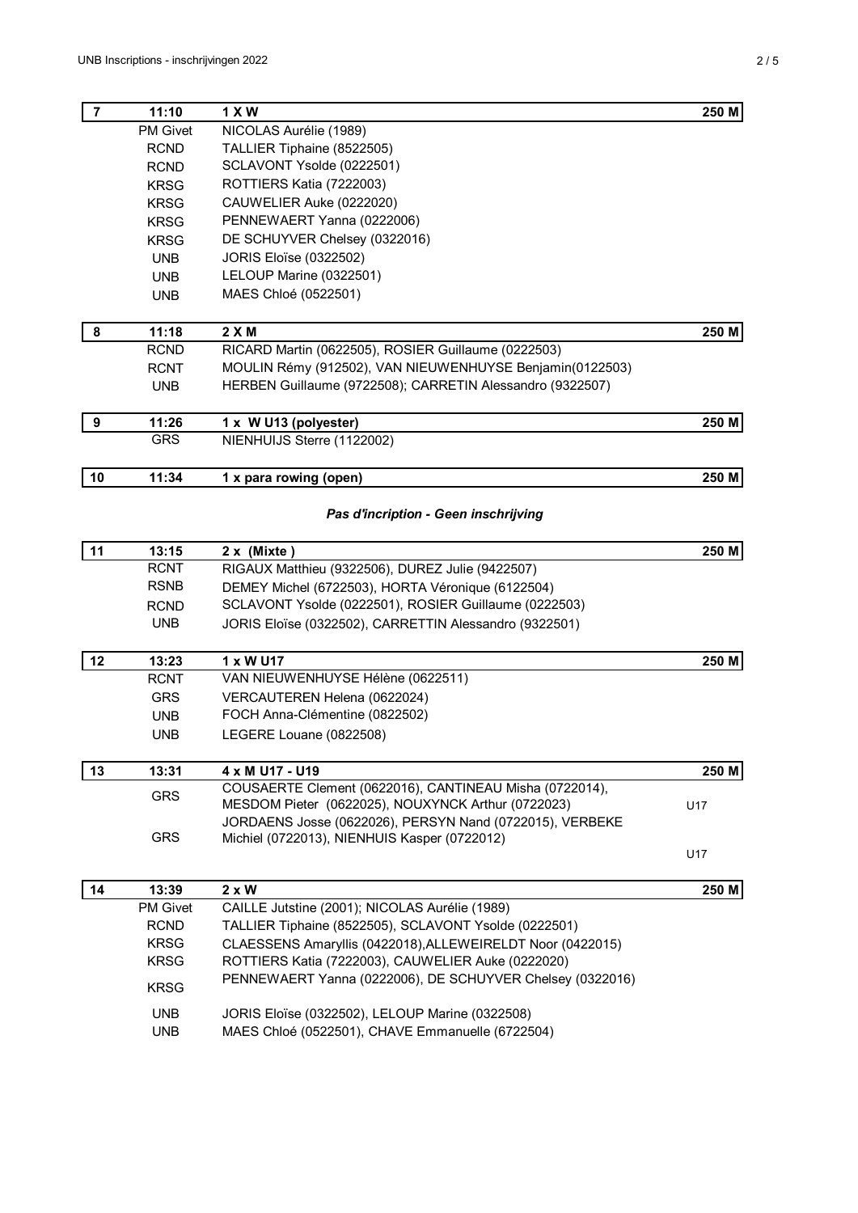| 7 | 11:10 | 1 X W | 250 M |
|---|---|---|---|
| | PM Givet | NICOLAS Aurélie (1989) | |
| | RCND | TALLIER Tiphaine (8522505) | |
| | RCND | SCLAVONT Ysolde (0222501) | |
| | KRSG | ROTTIERS Katia (7222003) | |
| | KRSG | CAUWELIER Auke (0222020) | |
| | KRSG | PENNEWAERT Yanna (0222006) | |
| | KRSG | DE SCHUYVER Chelsey (0322016) | |
| | UNB | JORIS Eloïse (0322502) | |
| | UNB | LELOUP Marine (0322501) | |
| | UNB | MAES Chloé (0522501) | |

| 8 | 11:18 | 2 X M | 250 M |
|---|---|---|---|
| | RCND | RICARD Martin (0622505), ROSIER Guillaume (0222503) | |
| | RCNT | MOULIN Rémy (912502), VAN NIEUWENHUYSE Benjamin(0122503) | |
| | UNB | HERBEN Guillaume (9722508); CARRETIN Alessandro (9322507) | |

| 9 | 11:26 | 1 x W U13 (polyester) | 250 M |
|---|---|---|---|
| | GRS | NIENHUIJS Sterre (1122002) | |

| 10 | 11:34 | 1 x para rowing (open) | 250 M |
|---|---|---|---|

***Pas d'incription - Geen inschrijving***

| 11 | 13:15 | 2 x (Mixte ) | 250 M |
|---|---|---|---|
| | RCNT | RIGAUX Matthieu (9322506), DUREZ Julie (9422507) | |
| | RSNB | DEMEY Michel (6722503), HORTA Véronique (6122504) | |
| | RCND | SCLAVONT Ysolde (0222501), ROSIER Guillaume (0222503) | |
| | UNB | JORIS Eloïse (0322502), CARRETTIN Alessandro (9322501) | |

| 12 | 13:23 | 1 x W U17 | 250 M |
|---|---|---|---|
| | RCNT | VAN NIEUWENHUYSE Hélène (0622511) | |
| | GRS | VERCAUTEREN Helena (0622024) | |
| | UNB | FOCH Anna-Clémentine (0822502) | |
| | UNB | LEGERE Louane (0822508) | |

| 13 | 13:31 | 4 x M U17 - U19 | 250 M |
|---|---|---|---|
| | GRS | COUSAERTE Clement (0622016), CANTINEAU Misha (0722014), MESDOM Pieter (0622025), NOUXYNCK Arthur (0722023) | U17 |
| | GRS | JORDAENS Josse (0622026), PERSYN Nand (0722015), VERBEKE Michiel (0722013), NIENHUIS Kasper (0722012) | U17 |

| 14 | 13:39 | 2 x W | 250 M |
|---|---|---|---|
| | PM Givet | CAILLE Jutstine (2001); NICOLAS Aurélie (1989) | |
| | RCND | TALLIER Tiphaine (8522505), SCLAVONT Ysolde (0222501) | |
| | KRSG | CLAESSENS Amaryllis (0422018),ALLEWEIRELDT Noor (0422015) | |
| | KRSG | ROTTIERS Katia (7222003), CAUWELIER Auke (0222020) | |
| | KRSG | PENNEWAERT Yanna (0222006), DE SCHUYVER Chelsey (0322016) | |
| | UNB | JORIS Eloïse (0322502), LELOUP Marine (0322508) | |
| | UNB | MAES Chloé (0522501), CHAVE Emmanuelle (6722504) | |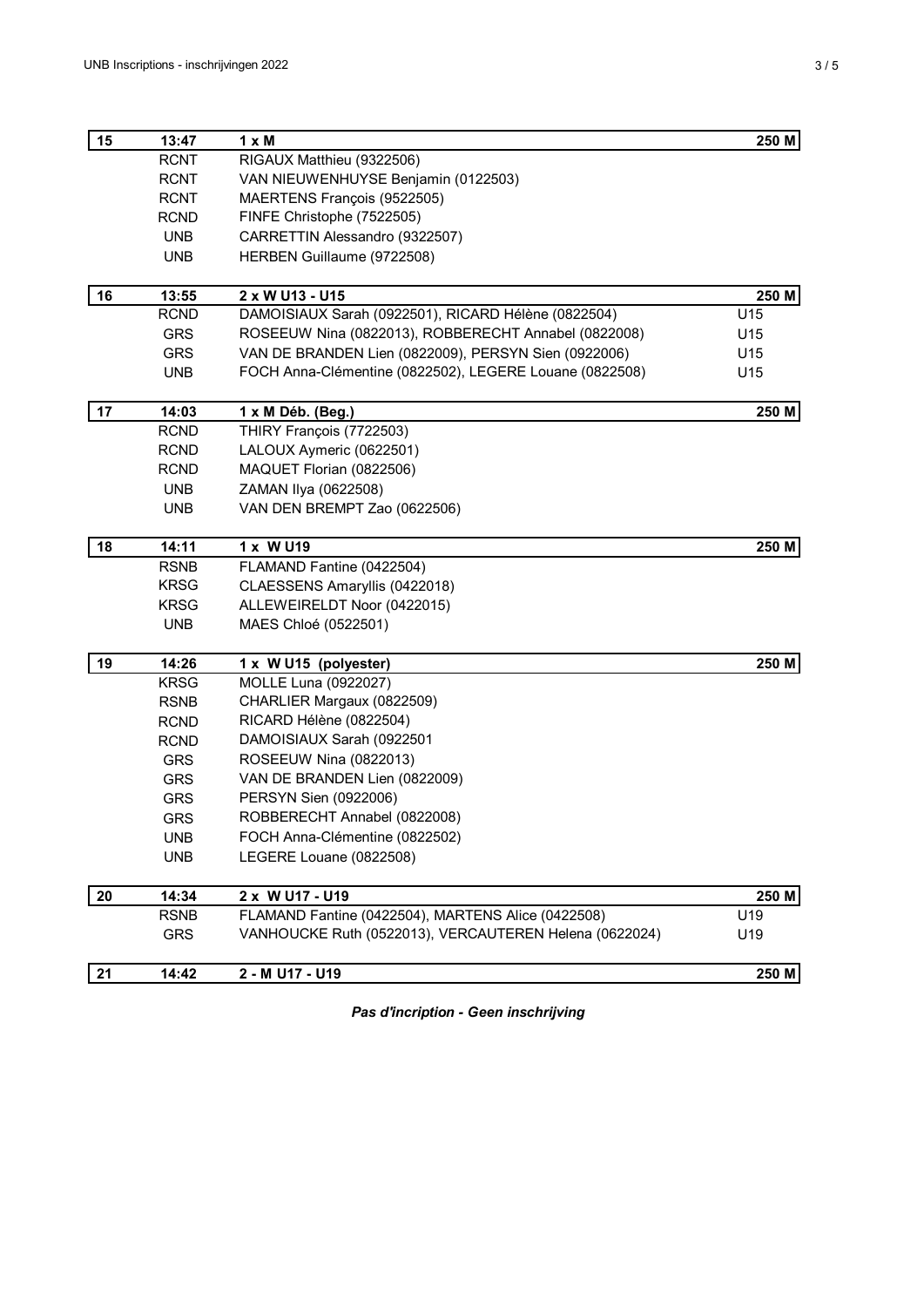| 15 | 13:47 | 1 x M | 250 M |
|---|---|---|---|
| | RCNT | RIGAUX Matthieu (9322506) | |
| | RCNT | VAN NIEUWENHUYSE Benjamin (0122503) | |
| | RCNT | MAERTENS François (9522505) | |
| | RCND | FINFE Christophe (7522505) | |
| | UNB | CARRETTIN Alessandro (9322507) | |
| | UNB | HERBEN Guillaume (9722508) | |

| 16 | 13:55 | 2 x W U13 - U15 | 250 M |
|---|---|---|---|
| | RCND | DAMOISIAUX Sarah (0922501), RICARD Hélène (0822504) | U15 |
| | GRS | ROSEEUW Nina (0822013), ROBBERECHT Annabel (0822008) | U15 |
| | GRS | VAN DE BRANDEN Lien (0822009), PERSYN Sien (0922006) | U15 |
| | UNB | FOCH Anna-Clémentine (0822502), LEGERE Louane (0822508) | U15 |

| 17 | 14:03 | 1 x M Déb. (Beg.) | 250 M |
|---|---|---|---|
| | RCND | THIRY François (7722503) | |
| | RCND | LALOUX Aymeric (0622501) | |
| | RCND | MAQUET Florian (0822506) | |
| | UNB | ZAMAN Ilya (0622508) | |
| | UNB | VAN DEN BREMPT Zao (0622506) | |

| 18 | 14:11 | 1 x W U19 | 250 M |
|---|---|---|---|
| | RSNB | FLAMAND Fantine (0422504) | |
| | KRSG | CLAESSENS Amaryllis (0422018) | |
| | KRSG | ALLEWEIRELDT Noor (0422015) | |
| | UNB | MAES Chloé (0522501) | |

| 19 | 14:26 | 1 x W U15 (polyester) | 250 M |
|---|---|---|---|
| | KRSG | MOLLE Luna (0922027) | |
| | RSNB | CHARLIER Margaux (0822509) | |
| | RCND | RICARD Hélène (0822504) | |
| | RCND | DAMOISIAUX Sarah (0922501 | |
| | GRS | ROSEEUW Nina (0822013) | |
| | GRS | VAN DE BRANDEN Lien (0822009) | |
| | GRS | PERSYN Sien (0922006) | |
| | GRS | ROBBERECHT Annabel (0822008) | |
| | UNB | FOCH Anna-Clémentine (0822502) | |
| | UNB | LEGERE Louane (0822508) | |

| 20 | 14:34 | 2 x W U17 - U19 | 250 M |
|---|---|---|---|
| | RSNB | FLAMAND Fantine (0422504), MARTENS Alice (0422508) | U19 |
| | GRS | VANHOUCKE Ruth (0522013), VERCAUTEREN Helena (0622024) | U19 |

| 21 | 14:42 | 2 - M U17 - U19 | 250 M |
|---|---|---|---|

***Pas d'incription - Geen inschrijving***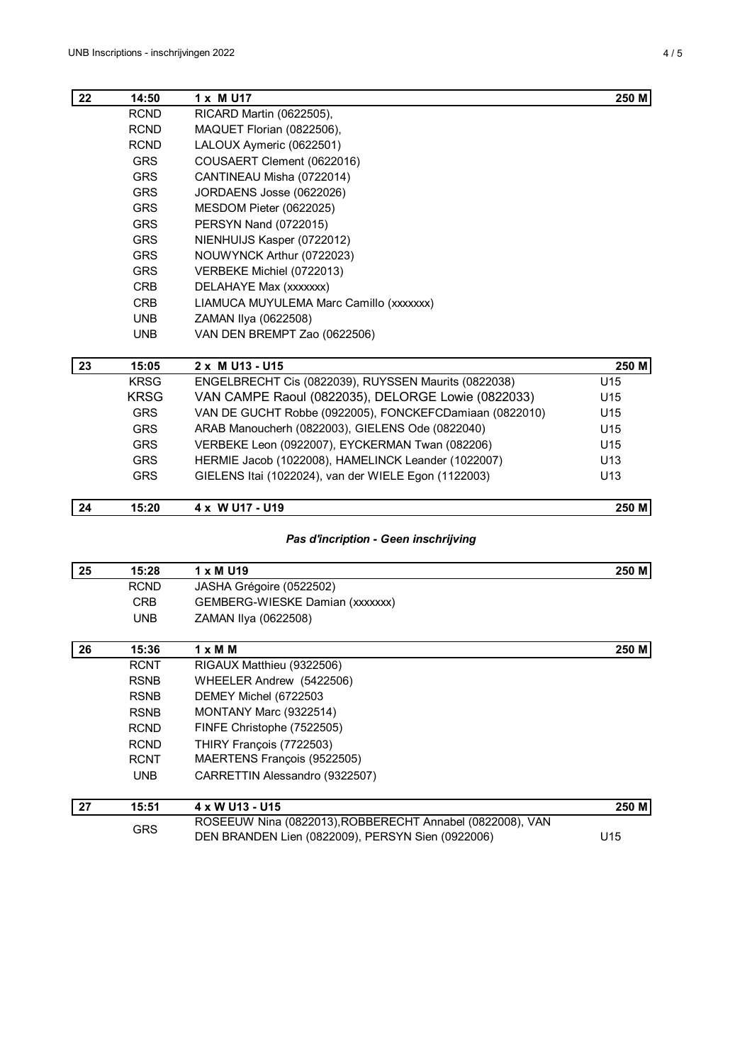| 22 | 14:50 | 1 x M U17 | 250 M |
|---|---|---|---|
| | RCND | RICARD Martin (0622505), | |
| | RCND | MAQUET Florian (0822506), | |
| | RCND | LALOUX Aymeric (0622501) | |
| | GRS | COUSAERT Clement (0622016) | |
| | GRS | CANTINEAU Misha (0722014) | |
| | GRS | JORDAENS Josse (0622026) | |
| | GRS | MESDOM Pieter (0622025) | |
| | GRS | PERSYN Nand (0722015) | |
| | GRS | NIENHUIJS Kasper (0722012) | |
| | GRS | NOUWYNCK Arthur (0722023) | |
| | GRS | VERBEKE Michiel (0722013) | |
| | CRB | DELAHAYE Max (xxxxxxx) | |
| | CRB | LIAMUCA MUYULEMA Marc Camillo (xxxxxxx) | |
| | UNB | ZAMAN Ilya (0622508) | |
| | UNB | VAN DEN BREMPT Zao (0622506) | |

| 23 | 15:05 | 2 x M U13 - U15 | 250 M |
|---|---|---|---|
| | KRSG | ENGELBRECHT Cis (0822039), RUYSSEN Maurits (0822038) | U15 |
| | KRSG | VAN CAMPE Raoul (0822035), DELORGE Lowie (0822033) | U15 |
| | GRS | VAN DE GUCHT Robbe (0922005), FONCKEFCDamiaan (0822010) | U15 |
| | GRS | ARAB Manoucherh (0822003), GIELENS Ode (0822040) | U15 |
| | GRS | VERBEKE Leon (0922007), EYCKERMAN Twan (082206) | U15 |
| | GRS | HERMIE Jacob (1022008), HAMELINCK Leander (1022007) | U13 |
| | GRS | GIELENS Itai (1022024), van der WIELE Egon (1122003) | U13 |

| 24 | 15:20 | 4 x W U17 - U19 | 250 M |
|---|---|---|---|

***Pas d'incription - Geen inschrijving***

| 25 | 15:28 | 1 x M U19 | 250 M |
|---|---|---|---|
| | RCND | JASHA Grégoire (0522502) | |
| | CRB | GEMBERG-WIESKE Damian (xxxxxxx) | |
| | UNB | ZAMAN Ilya (0622508) | |

| 26 | 15:36 | 1 x M M | 250 M |
|---|---|---|---|
| | RCNT | RIGAUX Matthieu (9322506) | |
| | RSNB | WHEELER Andrew (5422506) | |
| | RSNB | DEMEY Michel (6722503 | |
| | RSNB | MONTANY Marc (9322514) | |
| | RCND | FINFE Christophe (7522505) | |
| | RCND | THIRY François (7722503) | |
| | RCNT | MAERTENS François (9522505) | |
| | UNB | CARRETTIN Alessandro (9322507) | |

| 27 | 15:51 | 4 x W U13 - U15 | 250 M |
|---|---|---|---|
| | GRS | ROSEEUW Nina (0822013),ROBBERECHT Annabel (0822008), VAN DEN BRANDEN Lien (0822009), PERSYN Sien (0922006) | U15 |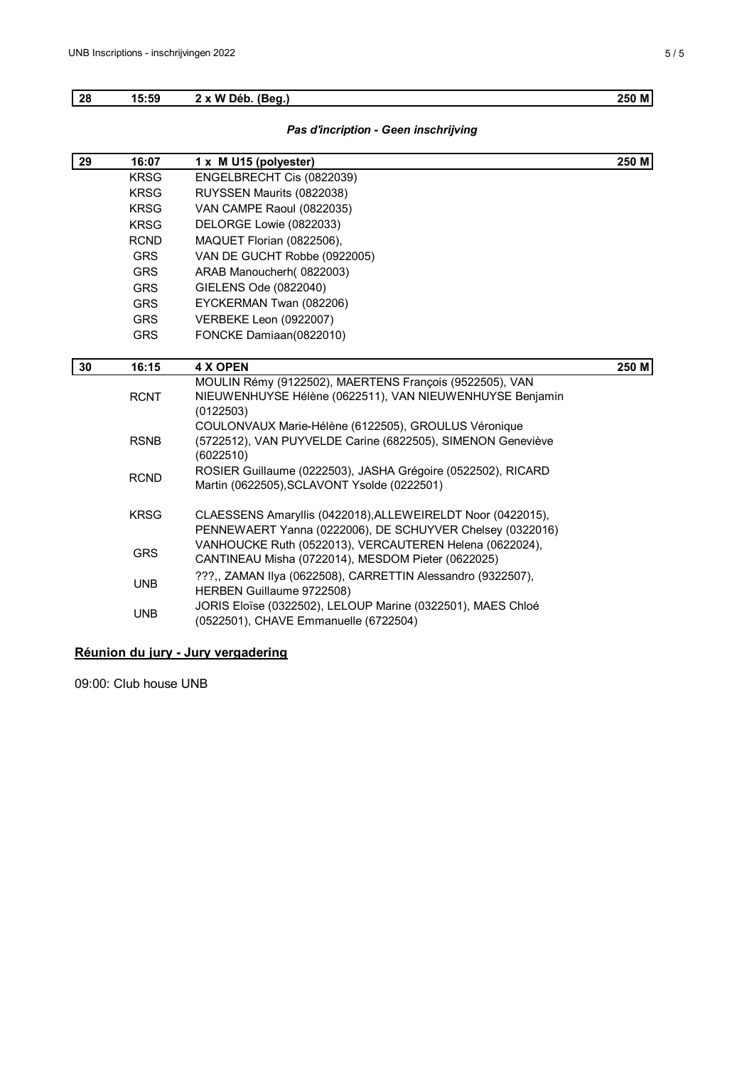| 28 | 15:59 | 2 x W Déb. (Beg.) | 250 M |
|---|---|---|---|

*Pas d'incription - Geen inschrijving*

| 29 | 16:07 | 1 x M U15 (polyester) | 250 M |
|---|---|---|---|
| | KRSG | ENGELBRECHT Cis (0822039) | |
| | KRSG | RUYSSEN Maurits (0822038) | |
| | KRSG | VAN CAMPE Raoul (0822035) | |
| | KRSG | DELORGE Lowie (0822033) | |
| | RCND | MAQUET Florian (0822506), | |
| | GRS | VAN DE GUCHT Robbe (0922005) | |
| | GRS | ARAB Manoucherh( 0822003) | |
| | GRS | GIELENS Ode (0822040) | |
| | GRS | EYCKERMAN Twan (082206) | |
| | GRS | VERBEKE Leon (0922007) | |
| | GRS | FONCKE Damiaan(0822010) | |

| 30 | 16:15 | 4 X OPEN | 250 M |
|---|---|---|---|
| | RCNT | MOULIN Rémy (9122502), MAERTENS François (9522505), VAN NIEUWENHUYSE Hélène (0622511), VAN NIEUWENHUYSE Benjamin (0122503) | |
| | RSNB | COULONVAUX Marie-Hélène (6122505), GROULUS Véronique (5722512), VAN PUYVELDE Carine (6822505), SIMENON Geneviève (6022510) | |
| | RCND | ROSIER Guillaume (0222503), JASHA Grégoire (0522502), RICARD Martin (0622505),SCLAVONT Ysolde (0222501) | |
| | KRSG | CLAESSENS Amaryllis (0422018),ALLEWEIRELDT Noor (0422015), PENNEWAERT Yanna (0222006), DE SCHUYVER Chelsey (0322016) | |
| | GRS | VANHOUCKE Ruth (0522013), VERCAUTEREN Helena (0622024), CANTINEAU Misha (0722014), MESDOM Pieter (0622025) | |
| | UNB | ???,, ZAMAN Ilya (0622508), CARRETTIN Alessandro (9322507), HERBEN Guillaume 9722508) | |
| | UNB | JORIS Eloïse (0322502), LELOUP Marine (0322501), MAES Chloé (0522501), CHAVE Emmanuelle (6722504) | |

**Réunion du jury - Jury vergadering**

09:00: Club house UNB